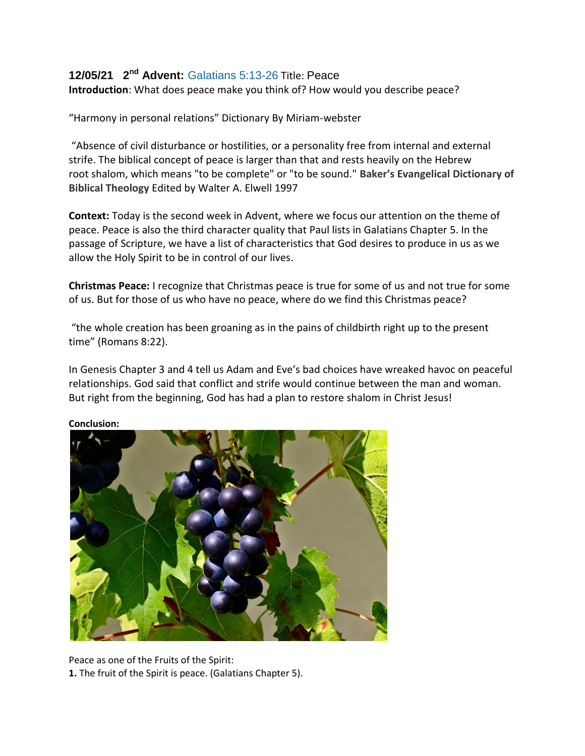**12/05/21 2nd Advent:** Galatians 5:13-26 Title: Peace

**Introduction**: What does peace make you think of? How would you describe peace?

"Harmony in personal relations" Dictionary By Miriam-webster

"Absence of civil disturbance or hostilities, or a personality free from internal and external strife. The biblical concept of peace is larger than that and rests heavily on the Hebrew root shalom, which means "to be complete" or "to be sound." **Baker's Evangelical Dictionary of Biblical Theology** Edited by Walter A. Elwell 1997

**Context:** Today is the second week in Advent, where we focus our attention on the theme of peace. Peace is also the third character quality that Paul lists in Galatians Chapter 5. In the passage of Scripture, we have a list of characteristics that God desires to produce in us as we allow the Holy Spirit to be in control of our lives.

**Christmas Peace:** I recognize that Christmas peace is true for some of us and not true for some of us. But for those of us who have no peace, where do we find this Christmas peace?

"the whole creation has been groaning as in the pains of childbirth right up to the present time" (Romans 8:22).

In Genesis Chapter 3 and 4 tell us Adam and Eve's bad choices have wreaked havoc on peaceful relationships. God said that conflict and strife would continue between the man and woman. But right from the beginning, God has had a plan to restore shalom in Christ Jesus!

**Conclusion:**

Peace as one of the Fruits of the Spirit:

**1.** The fruit of the Spirit is peace. (Galatians Chapter 5).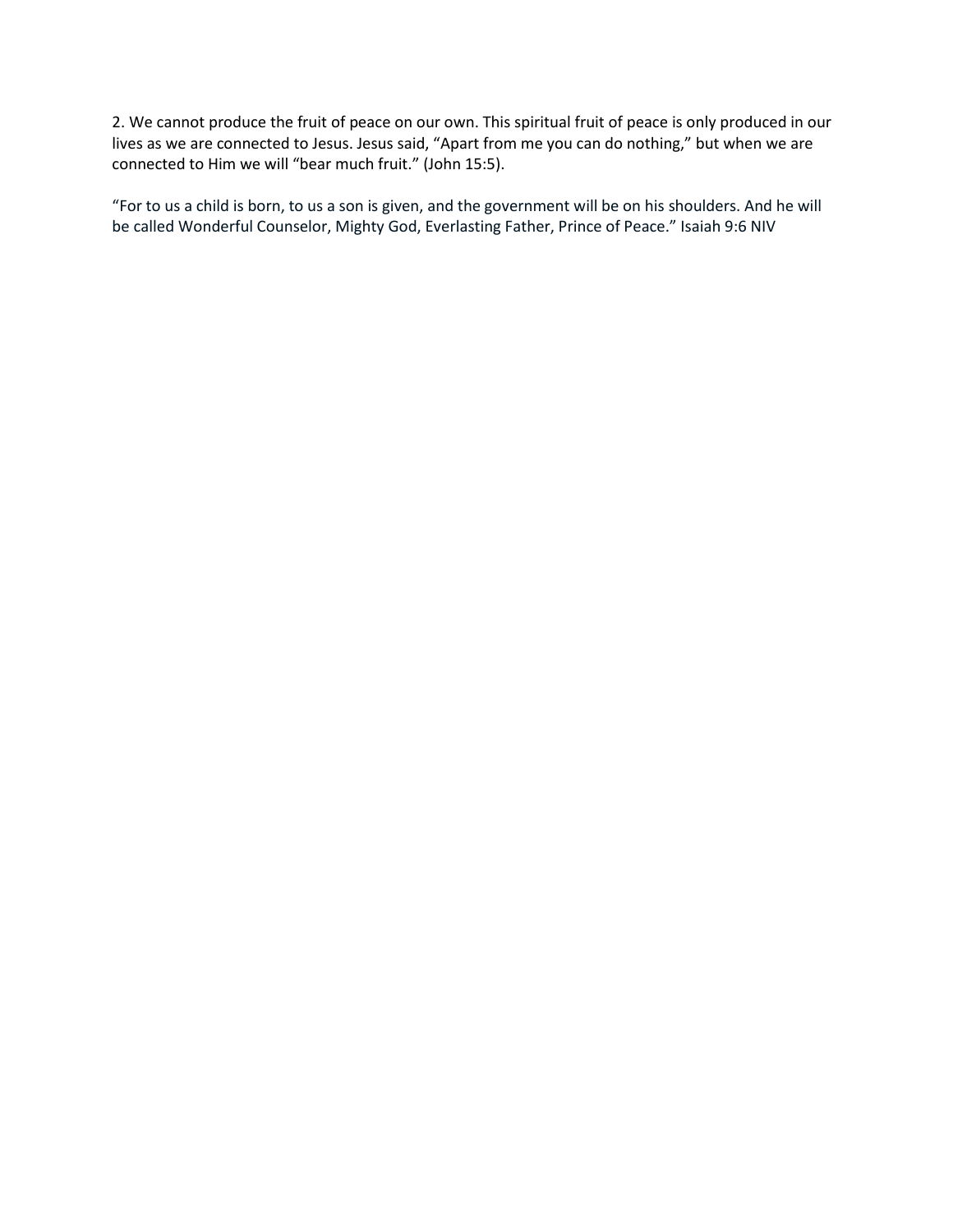2. We cannot produce the fruit of peace on our own. This spiritual fruit of peace is only produced in our lives as we are connected to Jesus. Jesus said, "Apart from me you can do nothing," but when we are connected to Him we will "bear much fruit." (John 15:5).

"For to us a child is born, to us a son is given, and the government will be on his shoulders. And he will be called Wonderful Counselor, Mighty God, Everlasting Father, Prince of Peace." Isaiah 9:6 NIV